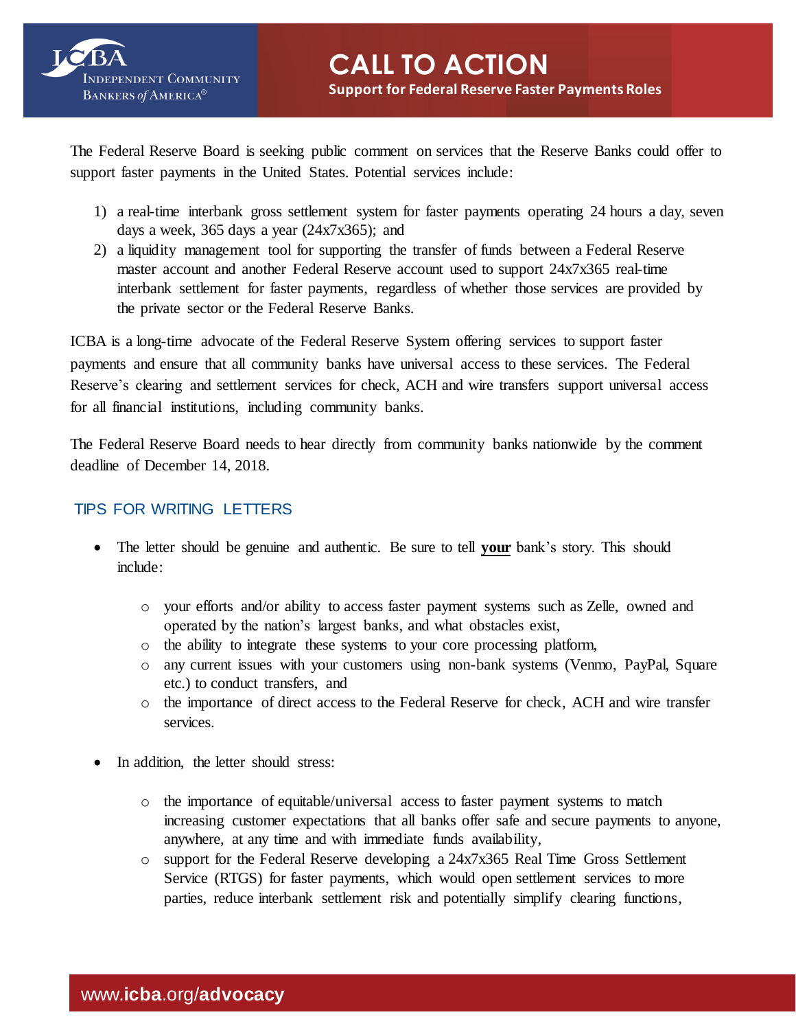ICBA INDEPENDENT COMMUNITY BANKERS *of* AMERICA®

# CALL TO ACTION

**Support for Federal Reserve Faster Payments Roles**

The Federal Reserve Board is seeking public comment on services that the Reserve Banks could offer to support faster payments in the United States. Potential services include:

1) a real-time interbank gross settlement system for faster payments operating 24 hours a day, seven days a week, 365 days a year (24x7x365); and
2) a liquidity management tool for supporting the transfer of funds between a Federal Reserve master account and another Federal Reserve account used to support 24x7x365 real-time interbank settlement for faster payments, regardless of whether those services are provided by the private sector or the Federal Reserve Banks.

ICBA is a long-time advocate of the Federal Reserve System offering services to support faster payments and ensure that all community banks have universal access to these services. The Federal Reserve's clearing and settlement services for check, ACH and wire transfers support universal access for all financial institutions, including community banks.

The Federal Reserve Board needs to hear directly from community banks nationwide by the comment deadline of December 14, 2018.

## TIPS FOR WRITING LETTERS

- The letter should be genuine and authentic. Be sure to tell **your** bank's story. This should include:
  - your efforts and/or ability to access faster payment systems such as Zelle, owned and operated by the nation's largest banks, and what obstacles exist,
  - the ability to integrate these systems to your core processing platform,
  - any current issues with your customers using non-bank systems (Venmo, PayPal, Square etc.) to conduct transfers, and
  - the importance of direct access to the Federal Reserve for check, ACH and wire transfer services.
- In addition, the letter should stress:
  - the importance of equitable/universal access to faster payment systems to match increasing customer expectations that all banks offer safe and secure payments to anyone, anywhere, at any time and with immediate funds availability,
  - support for the Federal Reserve developing a 24x7x365 Real Time Gross Settlement Service (RTGS) for faster payments, which would open settlement services to more parties, reduce interbank settlement risk and potentially simplify clearing functions,

www.icba.org/advocacy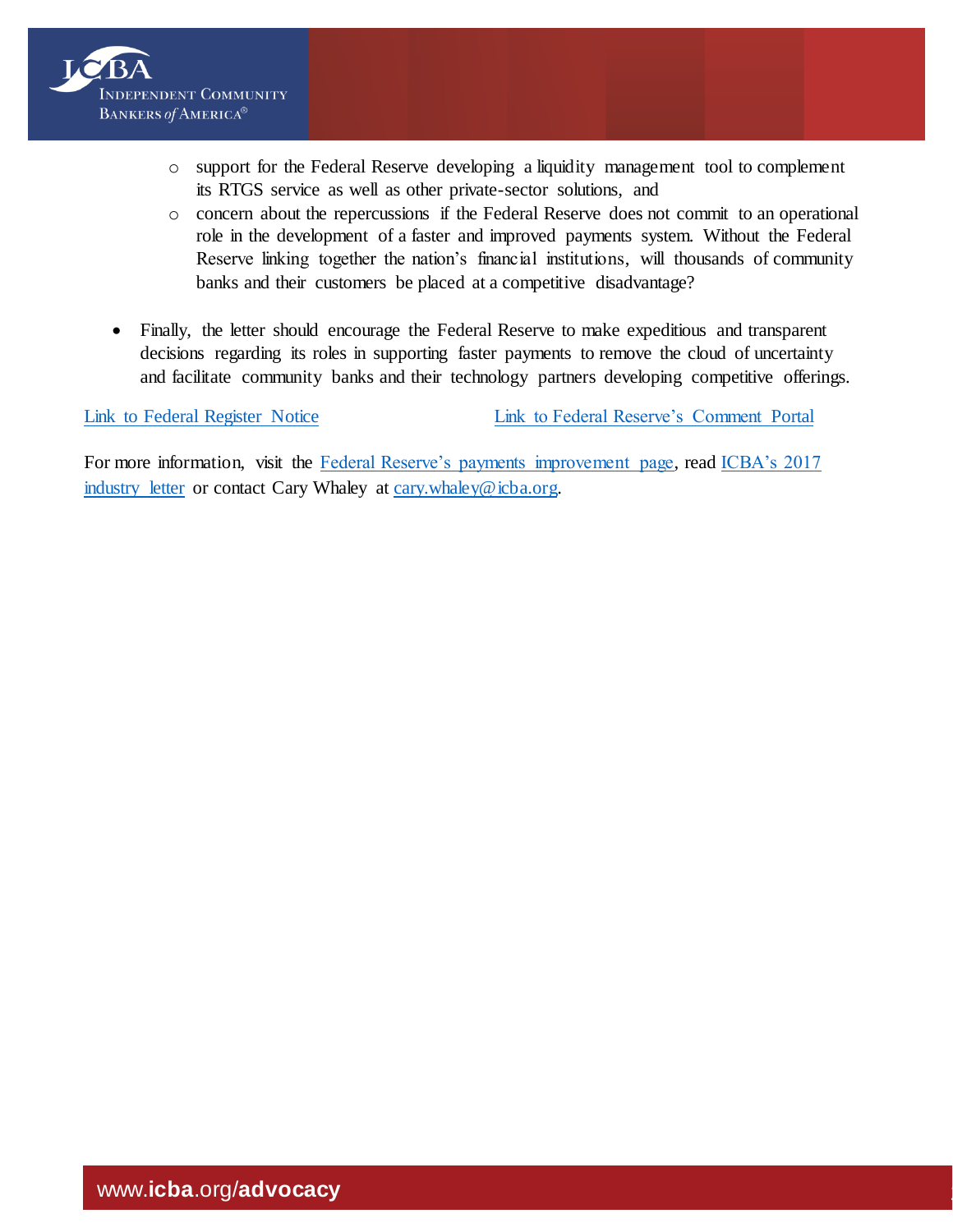- support for the Federal Reserve developing a liquidity management tool to complement its RTGS service as well as other private-sector solutions, and
  - concern about the repercussions if the Federal Reserve does not commit to an operational role in the development of a faster and improved payments system. Without the Federal Reserve linking together the nation's financial institutions, will thousands of community banks and their customers be placed at a competitive disadvantage?

- Finally, the letter should encourage the Federal Reserve to make expeditious and transparent decisions regarding its roles in supporting faster payments to remove the cloud of uncertainty and facilitate community banks and their technology partners developing competitive offerings.

Link to Federal Register Notice | Link to Federal Reserve's Comment Portal

For more information, visit the Federal Reserve's payments improvement page, read ICBA's 2017 industry letter or contact Cary Whaley at cary.whaley@icba.org.